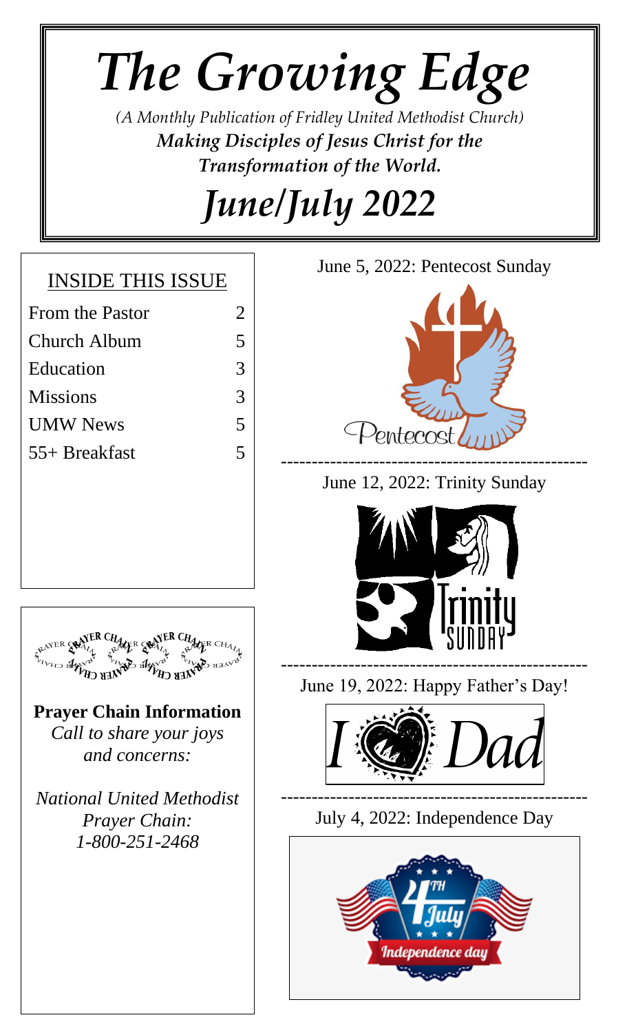# *The Growing Edge*

*(A Monthly Publication of Fridley United Methodist Church)*

***Making Disciples of Jesus Christ for the Transformation of the World.***

# *June/July 2022*

## INSIDE THIS ISSUE

| | |
|---|---|
| From the Pastor | 2 |
| Church Album | 5 |
| Education | 3 |
| Missions | 3 |
| UMW News | 5 |
| 55+ Breakfast | 5 |

**Prayer Chain Information**

*Call to share your joys and concerns:*

*National United Methodist Prayer Chain: 1-800-251-2468*

June 5, 2022: Pentecost Sunday

---

June 12, 2022: Trinity Sunday

---

June 19, 2022: Happy Father's Day!

---

July 4, 2022: Independence Day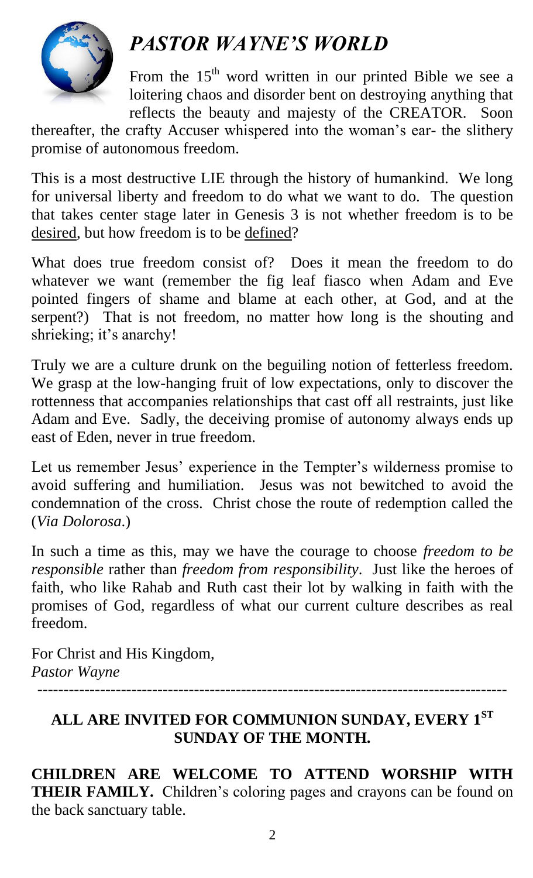# *PASTOR WAYNE'S WORLD*

From the 15th word written in our printed Bible we see a loitering chaos and disorder bent on destroying anything that reflects the beauty and majesty of the CREATOR. Soon thereafter, the crafty Accuser whispered into the woman's ear- the slithery promise of autonomous freedom.

This is a most destructive LIE through the history of humankind. We long for universal liberty and freedom to do what we want to do. The question that takes center stage later in Genesis 3 is not whether freedom is to be desired, but how freedom is to be defined?

What does true freedom consist of? Does it mean the freedom to do whatever we want (remember the fig leaf fiasco when Adam and Eve pointed fingers of shame and blame at each other, at God, and at the serpent?) That is not freedom, no matter how long is the shouting and shrieking; it's anarchy!

Truly we are a culture drunk on the beguiling notion of fetterless freedom. We grasp at the low-hanging fruit of low expectations, only to discover the rottenness that accompanies relationships that cast off all restraints, just like Adam and Eve. Sadly, the deceiving promise of autonomy always ends up east of Eden, never in true freedom.

Let us remember Jesus' experience in the Tempter's wilderness promise to avoid suffering and humiliation. Jesus was not bewitched to avoid the condemnation of the cross. Christ chose the route of redemption called the (*Via Dolorosa*.)

In such a time as this, may we have the courage to choose *freedom to be responsible* rather than *freedom from responsibility*. Just like the heroes of faith, who like Rahab and Ruth cast their lot by walking in faith with the promises of God, regardless of what our current culture describes as real freedom.

For Christ and His Kingdom,
*Pastor Wayne*

---

**ALL ARE INVITED FOR COMMUNION SUNDAY, EVERY 1ST SUNDAY OF THE MONTH.**

**CHILDREN ARE WELCOME TO ATTEND WORSHIP WITH THEIR FAMILY.** Children's coloring pages and crayons can be found on the back sanctuary table.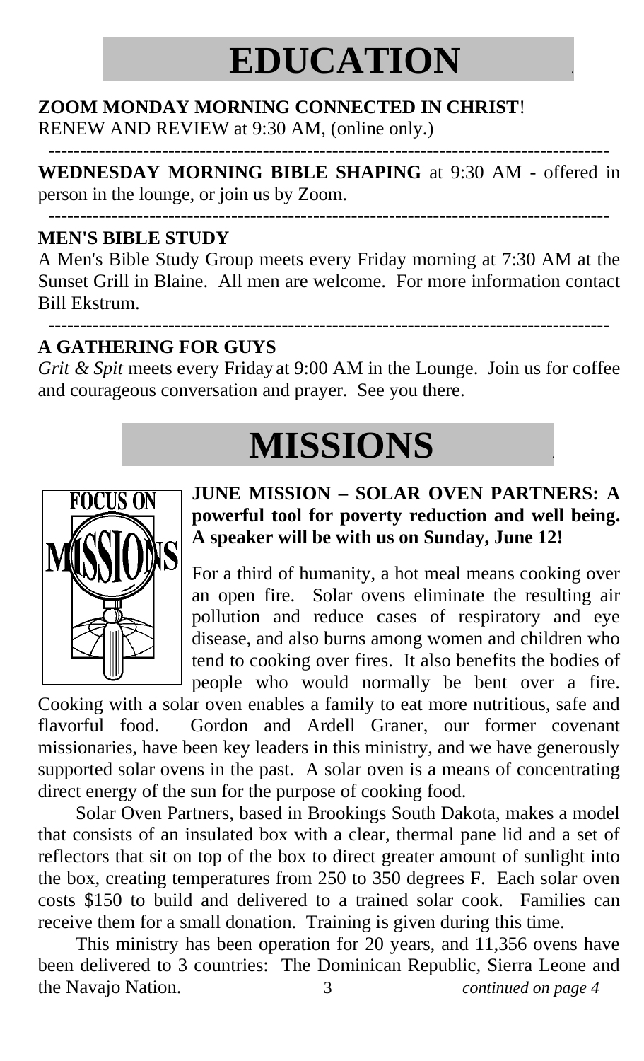# EDUCATION

**ZOOM MONDAY MORNING CONNECTED IN CHRIST**!
RENEW AND REVIEW at 9:30 AM, (online only.)

---

**WEDNESDAY MORNING BIBLE SHAPING** at 9:30 AM - offered in person in the lounge, or join us by Zoom.

---

**MEN'S BIBLE STUDY**

A Men's Bible Study Group meets every Friday morning at 7:30 AM at the Sunset Grill in Blaine. All men are welcome. For more information contact Bill Ekstrum.

---

**A GATHERING FOR GUYS**

*Grit & Spit* meets every Friday at 9:00 AM in the Lounge. Join us for coffee and courageous conversation and prayer. See you there.

# MISSIONS

**JUNE MISSION – SOLAR OVEN PARTNERS: A powerful tool for poverty reduction and well being. A speaker will be with us on Sunday, June 12!**

For a third of humanity, a hot meal means cooking over an open fire. Solar ovens eliminate the resulting air pollution and reduce cases of respiratory and eye disease, and also burns among women and children who tend to cooking over fires. It also benefits the bodies of people who would normally be bent over a fire. Cooking with a solar oven enables a family to eat more nutritious, safe and flavorful food. Gordon and Ardell Graner, our former covenant missionaries, have been key leaders in this ministry, and we have generously supported solar ovens in the past. A solar oven is a means of concentrating direct energy of the sun for the purpose of cooking food.

Solar Oven Partners, based in Brookings South Dakota, makes a model that consists of an insulated box with a clear, thermal pane lid and a set of reflectors that sit on top of the box to direct greater amount of sunlight into the box, creating temperatures from 250 to 350 degrees F. Each solar oven costs $150 to build and delivered to a trained solar cook. Families can receive them for a small donation. Training is given during this time.

This ministry has been operation for 20 years, and 11,356 ovens have been delivered to 3 countries: The Dominican Republic, Sierra Leone and the Navajo Nation.

*continued on page 4*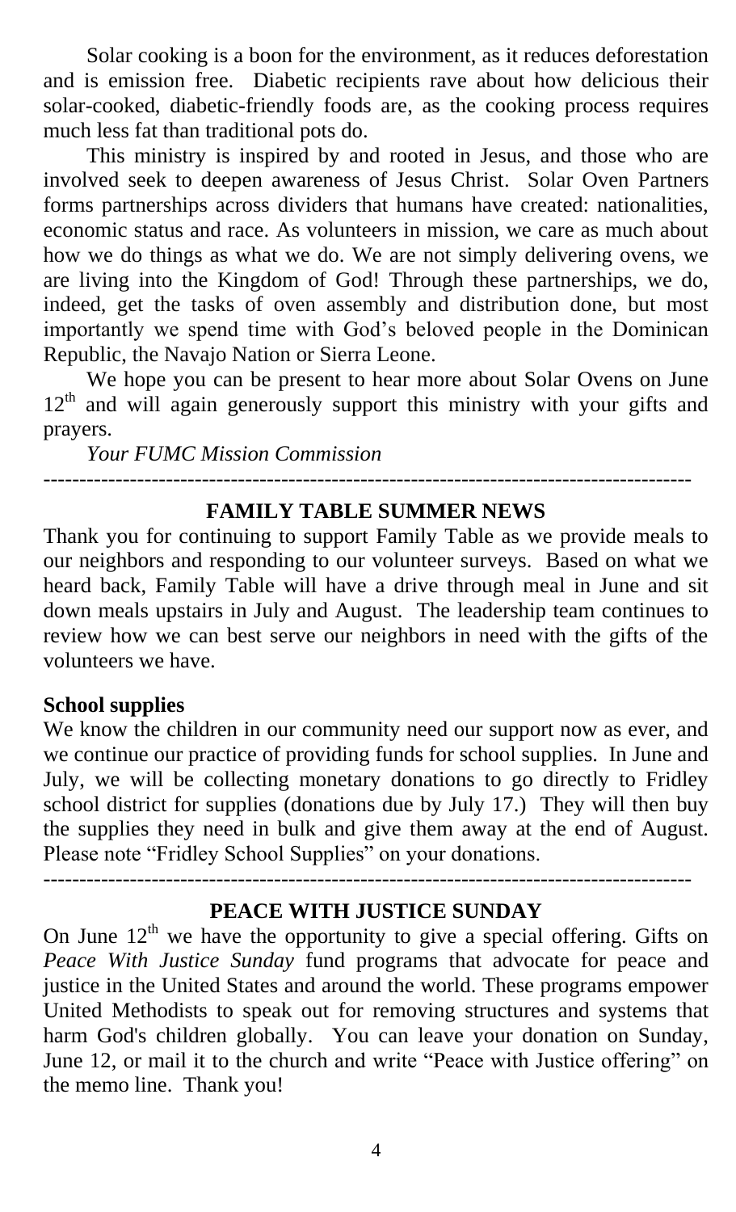Solar cooking is a boon for the environment, as it reduces deforestation and is emission free. Diabetic recipients rave about how delicious their solar-cooked, diabetic-friendly foods are, as the cooking process requires much less fat than traditional pots do.

This ministry is inspired by and rooted in Jesus, and those who are involved seek to deepen awareness of Jesus Christ. Solar Oven Partners forms partnerships across dividers that humans have created: nationalities, economic status and race. As volunteers in mission, we care as much about how we do things as what we do. We are not simply delivering ovens, we are living into the Kingdom of God! Through these partnerships, we do, indeed, get the tasks of oven assembly and distribution done, but most importantly we spend time with God's beloved people in the Dominican Republic, the Navajo Nation or Sierra Leone.

We hope you can be present to hear more about Solar Ovens on June 12th and will again generously support this ministry with your gifts and prayers.

*Your FUMC Mission Commission*

---

## FAMILY TABLE SUMMER NEWS

Thank you for continuing to support Family Table as we provide meals to our neighbors and responding to our volunteer surveys. Based on what we heard back, Family Table will have a drive through meal in June and sit down meals upstairs in July and August. The leadership team continues to review how we can best serve our neighbors in need with the gifts of the volunteers we have.

**School supplies**

We know the children in our community need our support now as ever, and we continue our practice of providing funds for school supplies. In June and July, we will be collecting monetary donations to go directly to Fridley school district for supplies (donations due by July 17.) They will then buy the supplies they need in bulk and give them away at the end of August. Please note "Fridley School Supplies" on your donations.

---

## PEACE WITH JUSTICE SUNDAY

On June 12th we have the opportunity to give a special offering. Gifts on *Peace With Justice Sunday* fund programs that advocate for peace and justice in the United States and around the world. These programs empower United Methodists to speak out for removing structures and systems that harm God's children globally. You can leave your donation on Sunday, June 12, or mail it to the church and write "Peace with Justice offering" on the memo line. Thank you!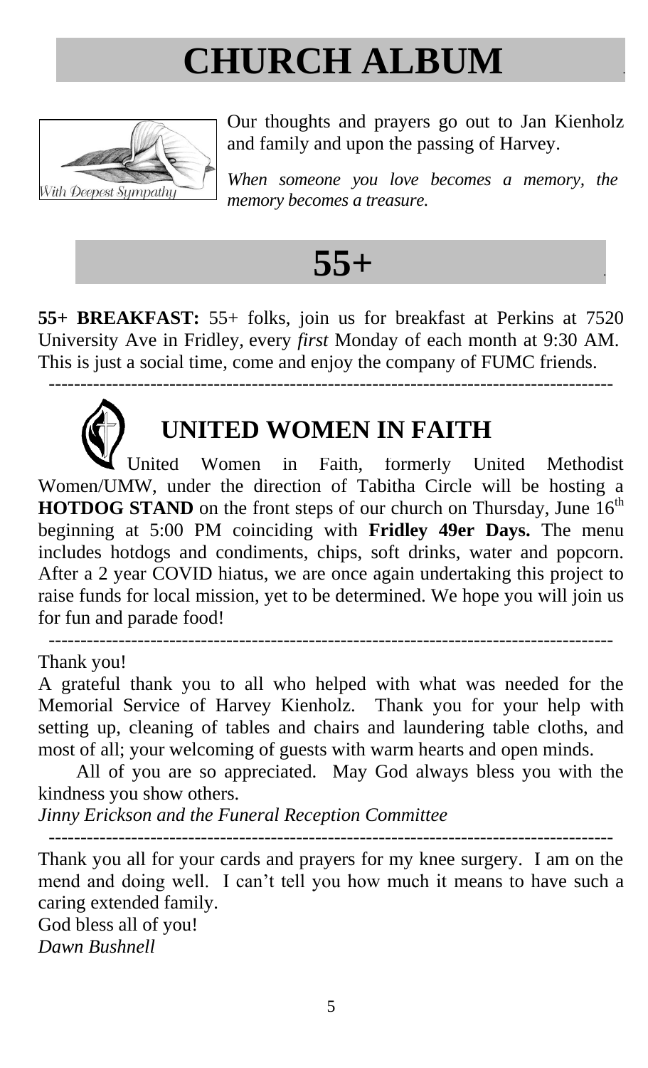# CHURCH ALBUM

With Deepest Sympathy

Our thoughts and prayers go out to Jan Kienholz and family and upon the passing of Harvey.

*When someone you love becomes a memory, the memory becomes a treasure.*

# 55+

**55+ BREAKFAST:** 55+ folks, join us for breakfast at Perkins at 7520 University Ave in Fridley, every *first* Monday of each month at 9:30 AM. This is just a social time, come and enjoy the company of FUMC friends.

---

## UNITED WOMEN IN FAITH

United Women in Faith, formerly United Methodist Women/UMW, under the direction of Tabitha Circle will be hosting a **HOTDOG STAND** on the front steps of our church on Thursday, June 16th beginning at 5:00 PM coinciding with **Fridley 49er Days.** The menu includes hotdogs and condiments, chips, soft drinks, water and popcorn. After a 2 year COVID hiatus, we are once again undertaking this project to raise funds for local mission, yet to be determined. We hope you will join us for fun and parade food!

---

Thank you!

A grateful thank you to all who helped with what was needed for the Memorial Service of Harvey Kienholz. Thank you for your help with setting up, cleaning of tables and chairs and laundering table cloths, and most of all; your welcoming of guests with warm hearts and open minds.

All of you are so appreciated. May God always bless you with the kindness you show others.

*Jinny Erickson and the Funeral Reception Committee*

---

Thank you all for your cards and prayers for my knee surgery. I am on the mend and doing well. I can't tell you how much it means to have such a caring extended family.

God bless all of you!

*Dawn Bushnell*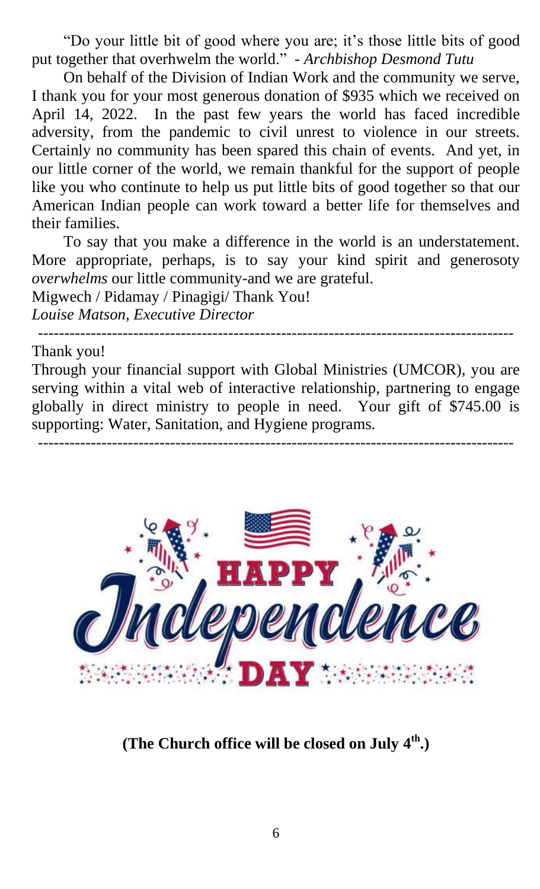"Do your little bit of good where you are; it's those little bits of good put together that overhwelm the world." - *Archbishop Desmond Tutu*

On behalf of the Division of Indian Work and the community we serve, I thank you for your most generous donation of $935 which we received on April 14, 2022. In the past few years the world has faced incredible adversity, from the pandemic to civil unrest to violence in our streets. Certainly no community has been spared this chain of events. And yet, in our little corner of the world, we remain thankful for the support of people like you who continute to help us put little bits of good together so that our American Indian people can work toward a better life for themselves and their families.

To say that you make a difference in the world is an understatement. More appropriate, perhaps, is to say your kind spirit and generosoty *overwhelms* our little community-and we are grateful.

Migwech / Pidamay / Pinagigi/ Thank You!
*Louise Matson, Executive Director*

---

Thank you!

Through your financial support with Global Ministries (UMCOR), you are serving within a vital web of interactive relationship, partnering to engage globally in direct ministry to people in need. Your gift of $745.00 is supporting: Water, Sanitation, and Hygiene programs.

---

HAPPY Independence DAY

**(The Church office will be closed on July 4th.)**